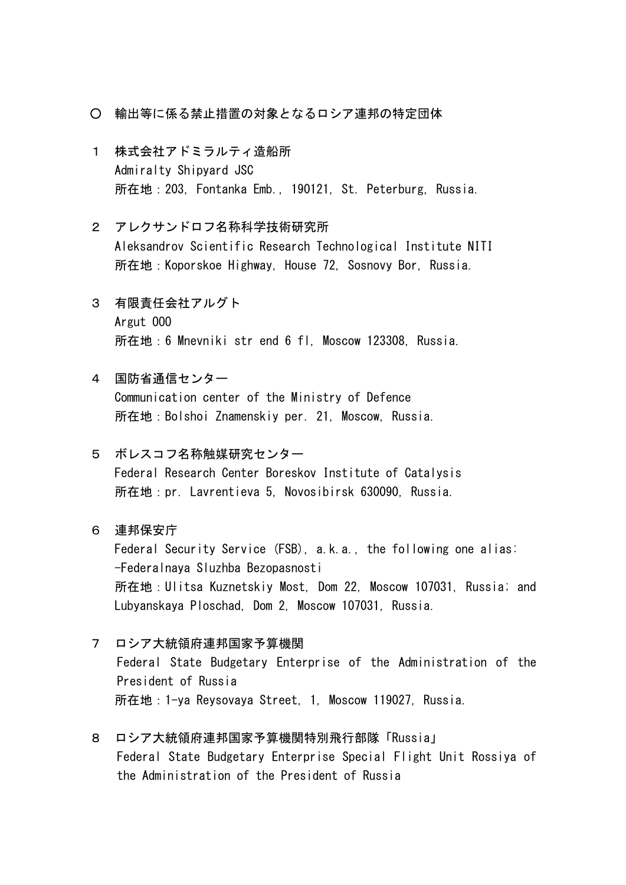○ 輸出等に係る禁止措置の対象となるロシア連邦の特定団体

1 株式会社アドミラルティ造船所
Admiralty Shipyard JSC
所在地：203, Fontanka Emb., 190121, St. Peterburg, Russia.

2 アレクサンドロフ名称科学技術研究所
Aleksandrov Scientific Research Technological Institute NITI
所在地：Koporskoe Highway, House 72, Sosnovy Bor, Russia.

3 有限責任会社アルグト
Argut OOO
所在地：6 Mnevniki str end 6 fl, Moscow 123308, Russia.

4 国防省通信センター
Communication center of the Ministry of Defence
所在地：Bolshoi Znamenskiy per. 21, Moscow, Russia.

5 ボレスコフ名称触媒研究センター
Federal Research Center Boreskov Institute of Catalysis
所在地：pr. Lavrentieva 5, Novosibirsk 630090, Russia.

6 連邦保安庁
Federal Security Service (FSB), a.k.a., the following one alias:
-Federalnaya Sluzhba Bezopasnosti
所在地：Ulitsa Kuznetskiy Most, Dom 22, Moscow 107031, Russia; and Lubyanskaya Ploschad, Dom 2, Moscow 107031, Russia.

7 ロシア大統領府連邦国家予算機関
Federal State Budgetary Enterprise of the Administration of the President of Russia
所在地：1-ya Reysovaya Street, 1, Moscow 119027, Russia.

8 ロシア大統領府連邦国家予算機関特別飛行部隊「Russia」
Federal State Budgetary Enterprise Special Flight Unit Rossiya of the Administration of the President of Russia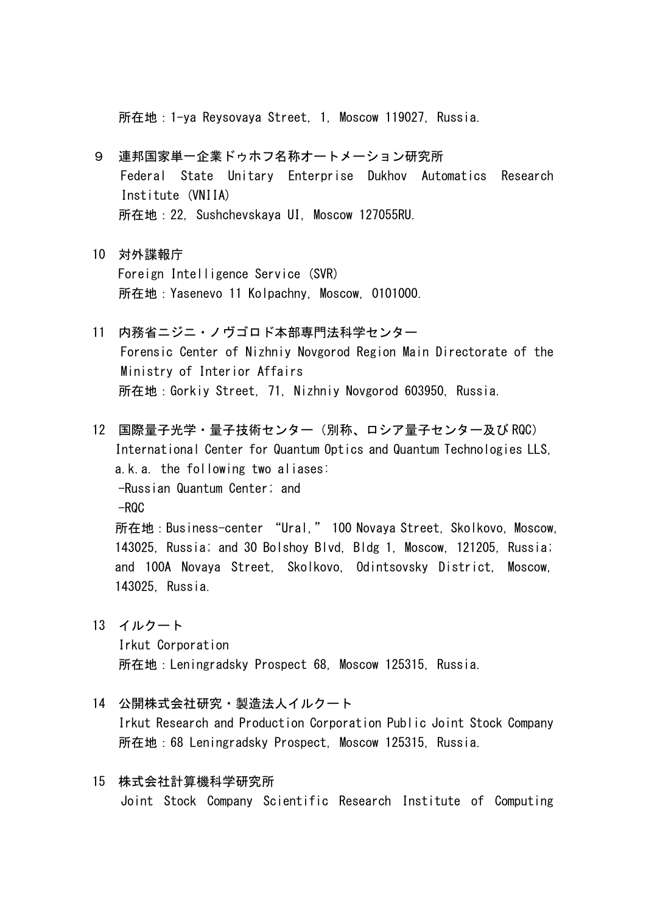所在地：1-ya Reysovaya Street, 1, Moscow 119027, Russia.

９　連邦国家単一企業ドゥホフ名称オートメーション研究所
Federal State Unitary Enterprise Dukhov Automatics Research Institute (VNIIA)
所在地：22, Sushchevskaya Ul, Moscow 127055RU.

10　対外諜報庁
Foreign Intelligence Service (SVR)
所在地：Yasenevo 11 Kolpachny, Moscow, 0101000.

11　内務省ニジニ・ノヴゴロド本部専門法科学センター
Forensic Center of Nizhniy Novgorod Region Main Directorate of the Ministry of Interior Affairs
所在地：Gorkiy Street, 71, Nizhniy Novgorod 603950, Russia.

12　国際量子光学・量子技術センター（別称、ロシア量子センター及びRQC）
International Center for Quantum Optics and Quantum Technologies LLS, a.k.a. the following two aliases:
-Russian Quantum Center; and
-RQC
所在地：Business-center "Ural," 100 Novaya Street, Skolkovo, Moscow, 143025, Russia; and 30 Bolshoy Blvd, Bldg 1, Moscow, 121205, Russia; and 100A Novaya Street, Skolkovo, Odintsovsky District, Moscow, 143025, Russia.

13　イルクート
Irkut Corporation
所在地：Leningradsky Prospect 68, Moscow 125315, Russia.

14　公開株式会社研究・製造法人イルクート
Irkut Research and Production Corporation Public Joint Stock Company
所在地：68 Leningradsky Prospect, Moscow 125315, Russia.

15　株式会社計算機科学研究所
Joint Stock Company Scientific Research Institute of Computing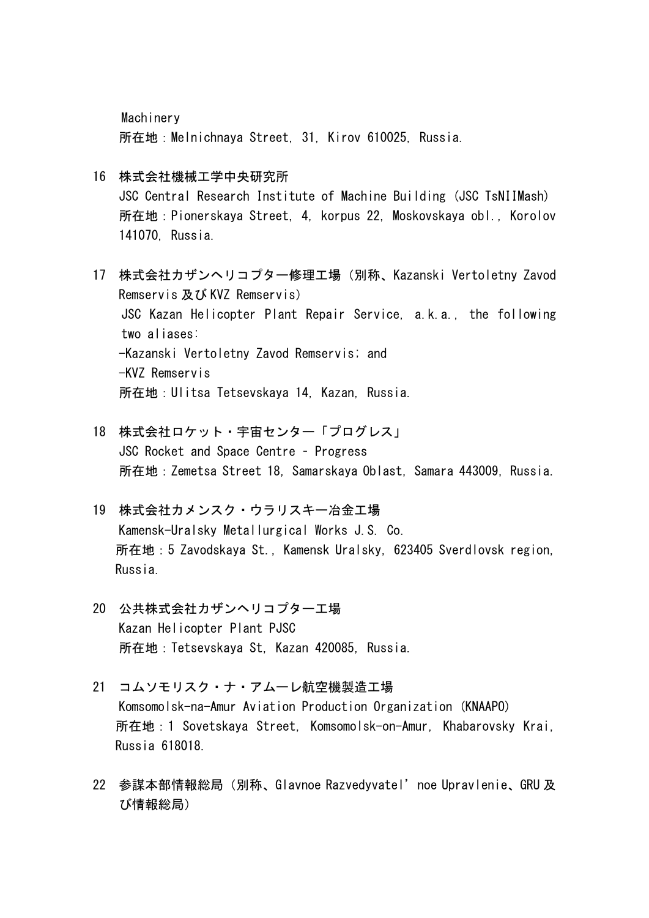Machinery
所在地：Melnichnaya Street, 31, Kirov 610025, Russia.

16 株式会社機械工学中央研究所
JSC Central Research Institute of Machine Building (JSC TsNIIMash)
所在地：Pionerskaya Street, 4, korpus 22, Moskovskaya obl., Korolov 141070, Russia.

17 株式会社カザンヘリコプター修理工場（別称、Kazanski Vertoletny Zavod Remservis 及び KVZ Remservis）
JSC Kazan Helicopter Plant Repair Service, a.k.a., the following two aliases:
-Kazanski Vertoletny Zavod Remservis; and
-KVZ Remservis
所在地：Ulitsa Tetsevskaya 14, Kazan, Russia.

18 株式会社ロケット・宇宙センター「プログレス」
JSC Rocket and Space Centre – Progress
所在地：Zemetsa Street 18, Samarskaya Oblast, Samara 443009, Russia.

19 株式会社カメンスク・ウラリスキー冶金工場
Kamensk-Uralsky Metallurgical Works J.S. Co.
所在地：5 Zavodskaya St., Kamensk Uralsky, 623405 Sverdlovsk region, Russia.

20 公共株式会社カザンヘリコプター工場
Kazan Helicopter Plant PJSC
所在地：Tetsevskaya St, Kazan 420085, Russia.

21 コムソモリスク・ナ・アムーレ航空機製造工場
Komsomolsk-na-Amur Aviation Production Organization (KNAAPO)
所在地：1 Sovetskaya Street, Komsomolsk-on-Amur, Khabarovsky Krai, Russia 618018.

22 参謀本部情報総局（別称、Glavnoe Razvedyvatel’noe Upravlenie、GRU 及び情報総局）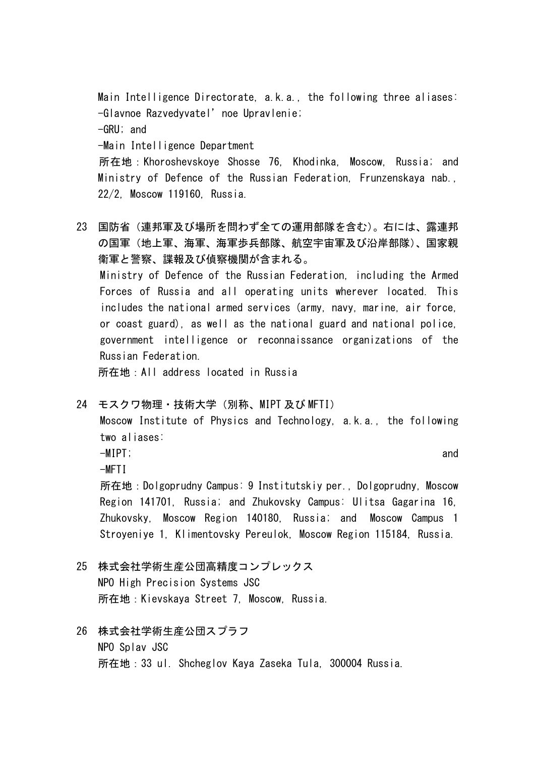Main Intelligence Directorate, a.k.a., the following three aliases:
-Glavnoe Razvedyvatel'noe Upravlenie;
-GRU; and
-Main Intelligence Department
所在地：Khoroshevskoye Shosse 76, Khodinka, Moscow, Russia; and Ministry of Defence of the Russian Federation, Frunzenskaya nab., 22/2, Moscow 119160, Russia.

23 国防省（連邦軍及び場所を問わず全ての運用部隊を含む)。右には、露連邦の国軍（地上軍、海軍、海軍歩兵部隊、航空宇宙軍及び沿岸部隊)、国家親衛軍と警察、諜報及び偵察機関が含まれる。
Ministry of Defence of the Russian Federation, including the Armed Forces of Russia and all operating units wherever located. This includes the national armed services (army, navy, marine, air force, or coast guard), as well as the national guard and national police, government intelligence or reconnaissance organizations of the Russian Federation.
所在地：All address located in Russia

24 モスクワ物理・技術大学（別称、MIPT 及び MFTI）
Moscow Institute of Physics and Technology, a.k.a., the following two aliases:
-MIPT; and
-MFTI
所在地：Dolgoprudny Campus: 9 Institutskiy per., Dolgoprudny, Moscow Region 141701, Russia; and Zhukovsky Campus: Ulitsa Gagarina 16, Zhukovsky, Moscow Region 140180, Russia; and Moscow Campus 1 Stroyeniye 1, Klimentovsky Pereulok, Moscow Region 115184, Russia.

25 株式会社学術生産公団高精度コンプレックス
NPO High Precision Systems JSC
所在地：Kievskaya Street 7, Moscow, Russia.

26 株式会社学術生産公団スプラフ
NPO Splav JSC
所在地：33 ul. Shcheglov Kaya Zaseka Tula, 300004 Russia.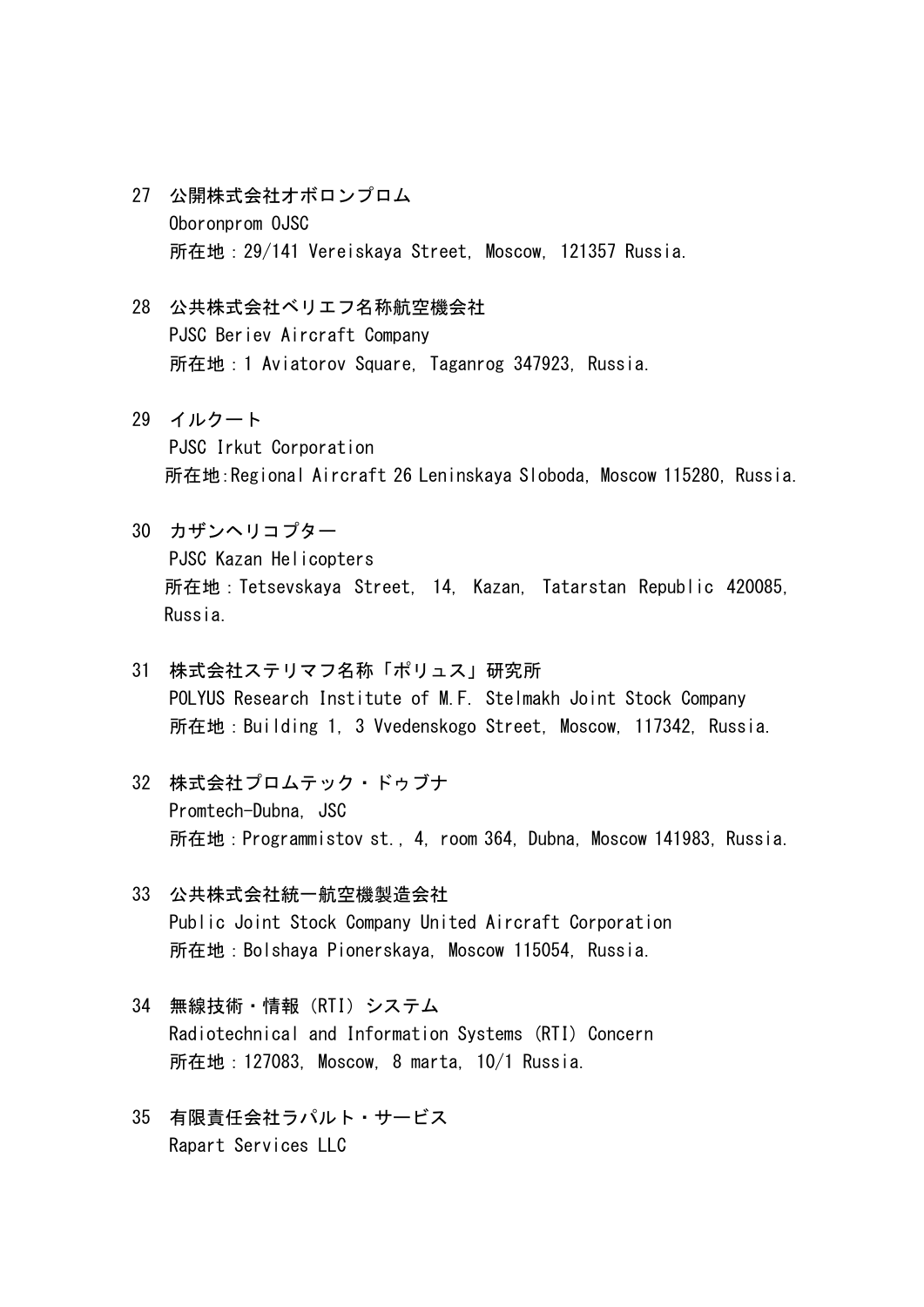27　公開株式会社オボロンプロム
Oboronprom OJSC
所在地：29/141 Vereiskaya Street, Moscow, 121357 Russia.

28　公共株式会社ベリエフ名称航空機会社
PJSC Beriev Aircraft Company
所在地：1 Aviatorov Square, Taganrog 347923, Russia.

29　イルクート
PJSC Irkut Corporation
所在地:Regional Aircraft 26 Leninskaya Sloboda, Moscow 115280, Russia.

30　カザンヘリコプター
PJSC Kazan Helicopters
所在地：Tetsevskaya Street, 14, Kazan, Tatarstan Republic 420085, Russia.

31　株式会社ステリマフ名称「ポリュス」研究所
POLYUS Research Institute of M.F. Stelmakh Joint Stock Company
所在地：Building 1, 3 Vvedenskogo Street, Moscow, 117342, Russia.

32　株式会社プロムテック・ドゥブナ
Promtech-Dubna, JSC
所在地：Programmistov st., 4, room 364, Dubna, Moscow 141983, Russia.

33　公共株式会社統一航空機製造会社
Public Joint Stock Company United Aircraft Corporation
所在地：Bolshaya Pionerskaya, Moscow 115054, Russia.

34　無線技術・情報（RTI）システム
Radiotechnical and Information Systems (RTI) Concern
所在地：127083, Moscow, 8 marta, 10/1 Russia.

35　有限責任会社ラパルト・サービス
Rapart Services LLC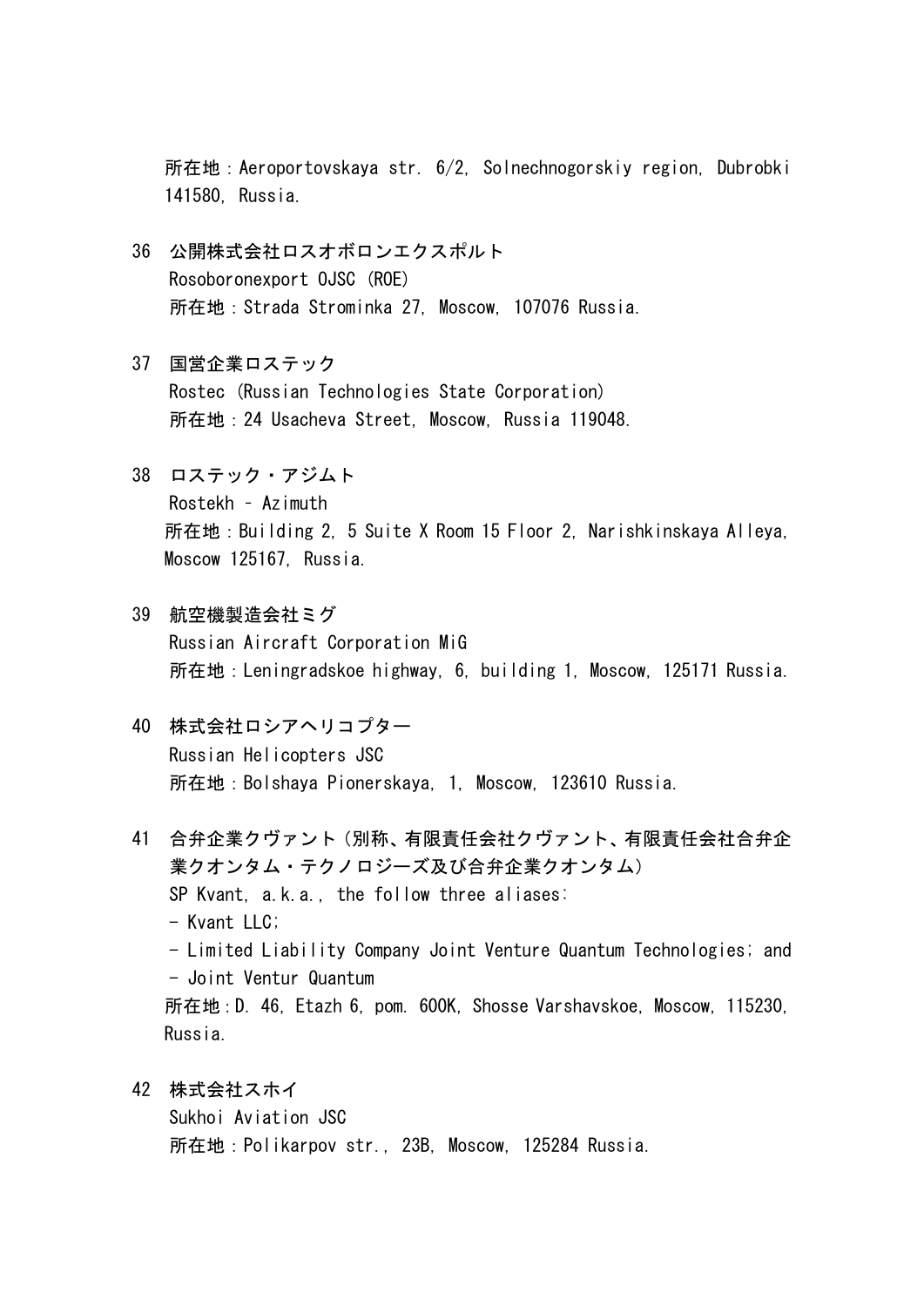所在地：Aeroportovskaya str. 6/2, Solnechnogorskiy region, Dubrobki 141580, Russia.

36　公開株式会社ロスオボロンエクスポルト
Rosoboronexport OJSC (ROE)
所在地：Strada Strominka 27, Moscow, 107076 Russia.

37　国営企業ロステック
Rostec (Russian Technologies State Corporation)
所在地：24 Usacheva Street, Moscow, Russia 119048.

38　ロステック・アジムト
Rostekh – Azimuth
所在地：Building 2, 5 Suite X Room 15 Floor 2, Narishkinskaya Alleya, Moscow 125167, Russia.

39　航空機製造会社ミグ
Russian Aircraft Corporation MiG
所在地：Leningradskoe highway, 6, building 1, Moscow, 125171 Russia.

40　株式会社ロシアヘリコプター
Russian Helicopters JSC
所在地：Bolshaya Pionerskaya, 1, Moscow, 123610 Russia.

41　合弁企業クヴァント（別称、有限責任会社クヴァント、有限責任会社合弁企業クオンタム・テクノロジーズ及び合弁企業クオンタム）
SP Kvant, a.k.a., the follow three aliases:
- Kvant LLC;
- Limited Liability Company Joint Venture Quantum Technologies; and
- Joint Ventur Quantum
所在地：D. 46, Etazh 6, pom. 600K, Shosse Varshavskoe, Moscow, 115230, Russia.

42　株式会社スホイ
Sukhoi Aviation JSC
所在地：Polikarpov str., 23B, Moscow, 125284 Russia.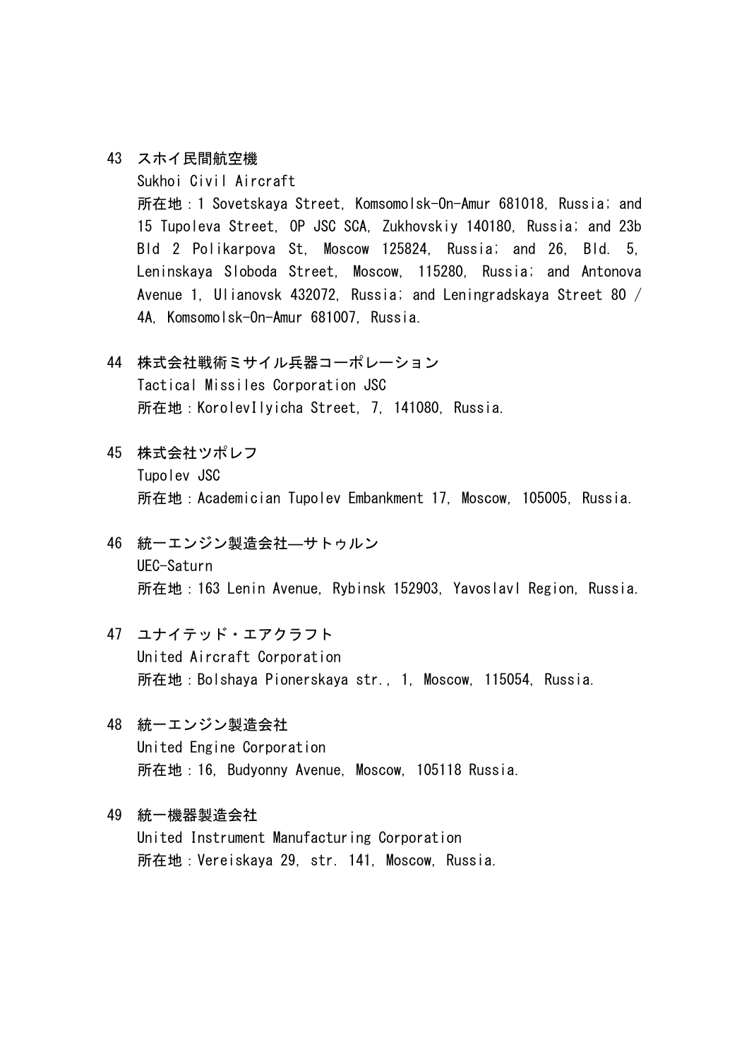43 スホイ民間航空機

Sukhoi Civil Aircraft

所在地：1 Sovetskaya Street, Komsomolsk-On-Amur 681018, Russia; and 15 Tupoleva Street, OP JSC SCA, Zukhovskiy 140180, Russia; and 23b Bld 2 Polikarpova St, Moscow 125824, Russia; and 26, Bld. 5, Leninskaya Sloboda Street, Moscow, 115280, Russia; and Antonova Avenue 1, Ulianovsk 432072, Russia; and Leningradskaya Street 80 / 4A, Komsomolsk-On-Amur 681007, Russia.

44 株式会社戦術ミサイル兵器コーポレーション

Tactical Missiles Corporation JSC

所在地：KorolevIlyicha Street, 7, 141080, Russia.

45 株式会社ツポレフ

Tupolev JSC

所在地：Academician Tupolev Embankment 17, Moscow, 105005, Russia.

46 統一エンジン製造会社—サトゥルン

UEC-Saturn

所在地：163 Lenin Avenue, Rybinsk 152903, Yavoslavl Region, Russia.

47 ユナイテッド・エアクラフト

United Aircraft Corporation

所在地：Bolshaya Pionerskaya str., 1, Moscow, 115054, Russia.

48 統一エンジン製造会社

United Engine Corporation

所在地：16, Budyonny Avenue, Moscow, 105118 Russia.

49 統一機器製造会社

United Instrument Manufacturing Corporation

所在地：Vereiskaya 29, str. 141, Moscow, Russia.